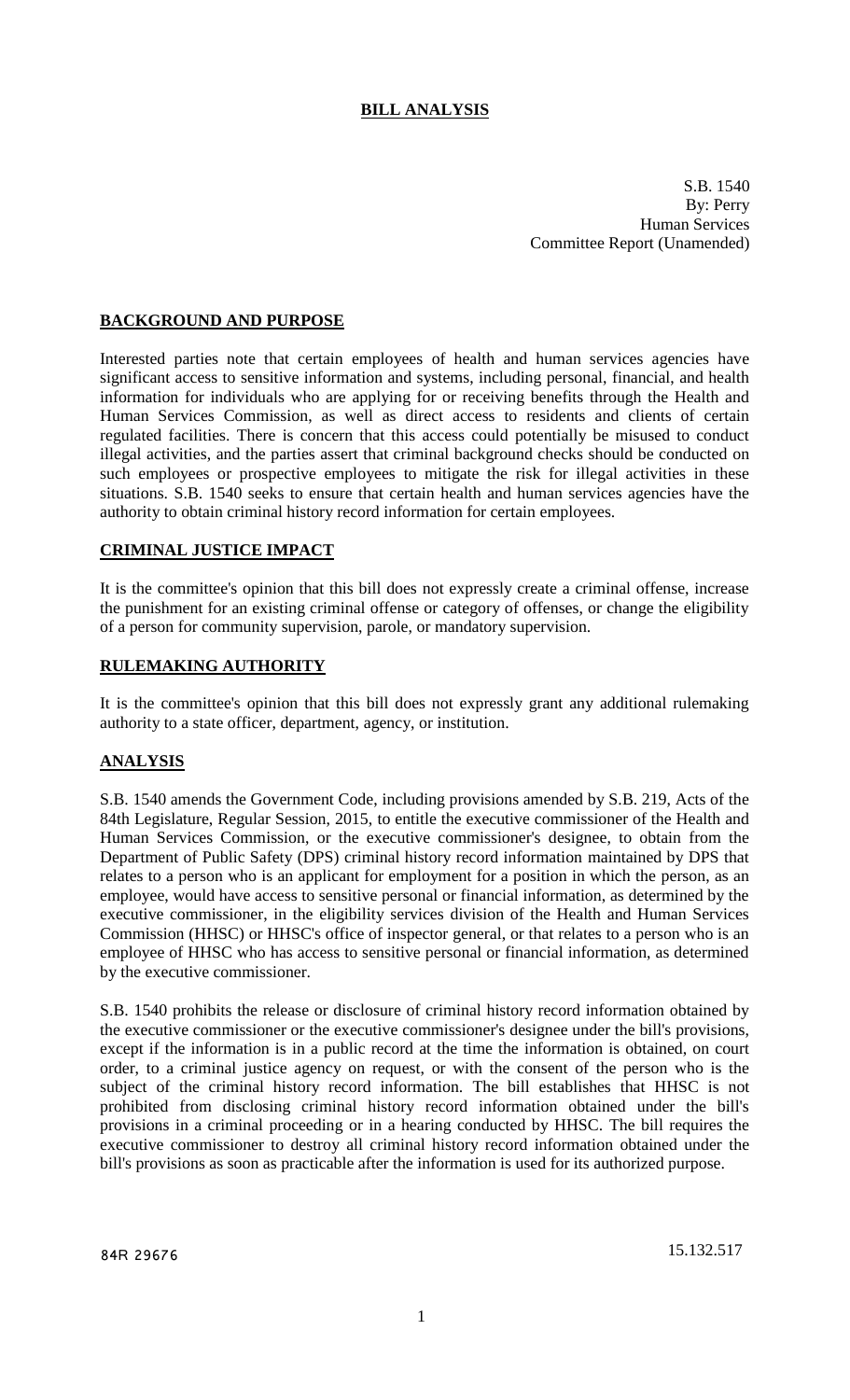# BILL ANALYSIS

S.B. 1540
By: Perry
Human Services
Committee Report (Unamended)

## BACKGROUND AND PURPOSE

Interested parties note that certain employees of health and human services agencies have significant access to sensitive information and systems, including personal, financial, and health information for individuals who are applying for or receiving benefits through the Health and Human Services Commission, as well as direct access to residents and clients of certain regulated facilities. There is concern that this access could potentially be misused to conduct illegal activities, and the parties assert that criminal background checks should be conducted on such employees or prospective employees to mitigate the risk for illegal activities in these situations. S.B. 1540 seeks to ensure that certain health and human services agencies have the authority to obtain criminal history record information for certain employees.

## CRIMINAL JUSTICE IMPACT

It is the committee's opinion that this bill does not expressly create a criminal offense, increase the punishment for an existing criminal offense or category of offenses, or change the eligibility of a person for community supervision, parole, or mandatory supervision.

## RULEMAKING AUTHORITY

It is the committee's opinion that this bill does not expressly grant any additional rulemaking authority to a state officer, department, agency, or institution.

## ANALYSIS

S.B. 1540 amends the Government Code, including provisions amended by S.B. 219, Acts of the 84th Legislature, Regular Session, 2015, to entitle the executive commissioner of the Health and Human Services Commission, or the executive commissioner's designee, to obtain from the Department of Public Safety (DPS) criminal history record information maintained by DPS that relates to a person who is an applicant for employment for a position in which the person, as an employee, would have access to sensitive personal or financial information, as determined by the executive commissioner, in the eligibility services division of the Health and Human Services Commission (HHSC) or HHSC's office of inspector general, or that relates to a person who is an employee of HHSC who has access to sensitive personal or financial information, as determined by the executive commissioner.

S.B. 1540 prohibits the release or disclosure of criminal history record information obtained by the executive commissioner or the executive commissioner's designee under the bill's provisions, except if the information is in a public record at the time the information is obtained, on court order, to a criminal justice agency on request, or with the consent of the person who is the subject of the criminal history record information. The bill establishes that HHSC is not prohibited from disclosing criminal history record information obtained under the bill's provisions in a criminal proceeding or in a hearing conducted by HHSC. The bill requires the executive commissioner to destroy all criminal history record information obtained under the bill's provisions as soon as practicable after the information is used for its authorized purpose.

84R 29676 15.132.517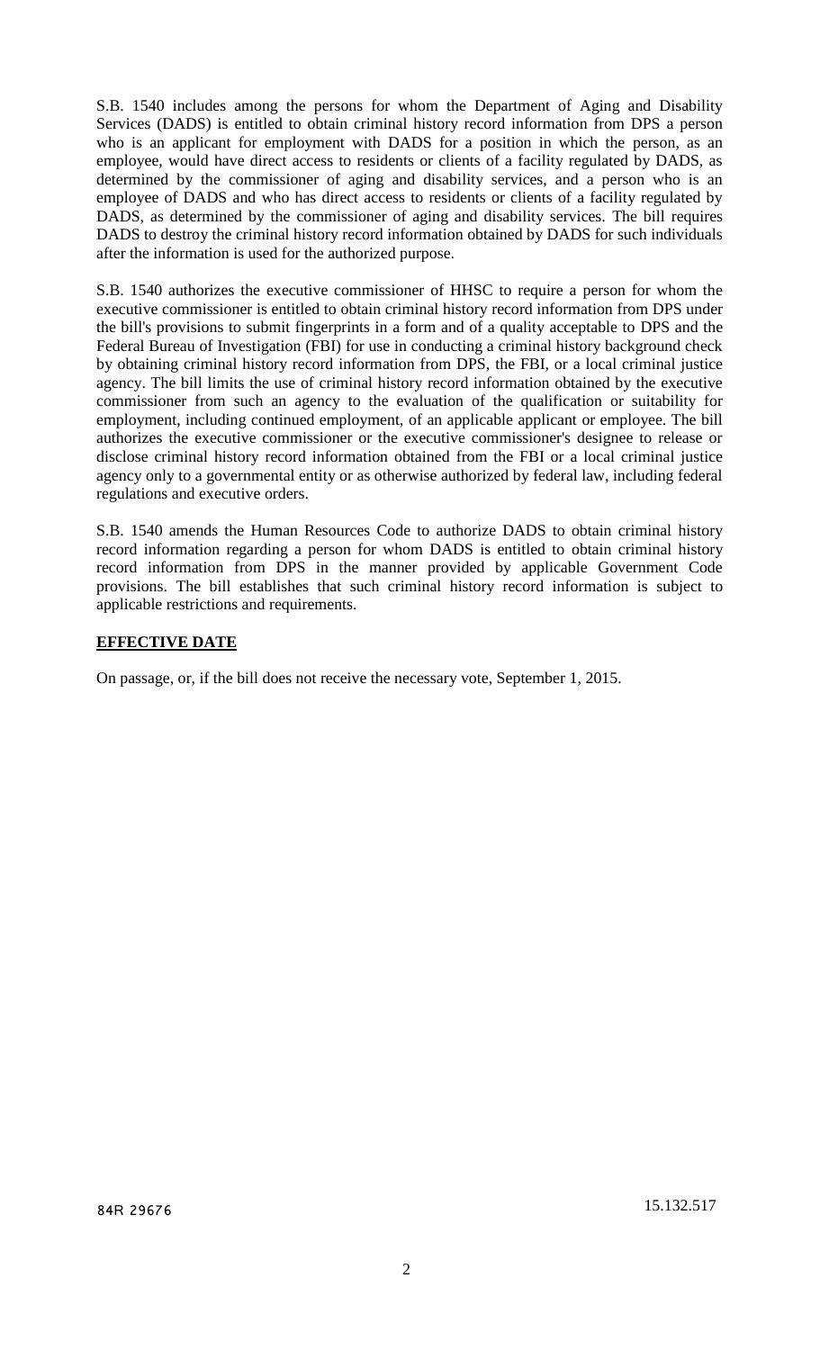S.B. 1540 includes among the persons for whom the Department of Aging and Disability Services (DADS) is entitled to obtain criminal history record information from DPS a person who is an applicant for employment with DADS for a position in which the person, as an employee, would have direct access to residents or clients of a facility regulated by DADS, as determined by the commissioner of aging and disability services, and a person who is an employee of DADS and who has direct access to residents or clients of a facility regulated by DADS, as determined by the commissioner of aging and disability services. The bill requires DADS to destroy the criminal history record information obtained by DADS for such individuals after the information is used for the authorized purpose.

S.B. 1540 authorizes the executive commissioner of HHSC to require a person for whom the executive commissioner is entitled to obtain criminal history record information from DPS under the bill's provisions to submit fingerprints in a form and of a quality acceptable to DPS and the Federal Bureau of Investigation (FBI) for use in conducting a criminal history background check by obtaining criminal history record information from DPS, the FBI, or a local criminal justice agency. The bill limits the use of criminal history record information obtained by the executive commissioner from such an agency to the evaluation of the qualification or suitability for employment, including continued employment, of an applicable applicant or employee. The bill authorizes the executive commissioner or the executive commissioner's designee to release or disclose criminal history record information obtained from the FBI or a local criminal justice agency only to a governmental entity or as otherwise authorized by federal law, including federal regulations and executive orders.

S.B. 1540 amends the Human Resources Code to authorize DADS to obtain criminal history record information regarding a person for whom DADS is entitled to obtain criminal history record information from DPS in the manner provided by applicable Government Code provisions. The bill establishes that such criminal history record information is subject to applicable restrictions and requirements.

**EFFECTIVE DATE**

On passage, or, if the bill does not receive the necessary vote, September 1, 2015.

84R 29676 15.132.517